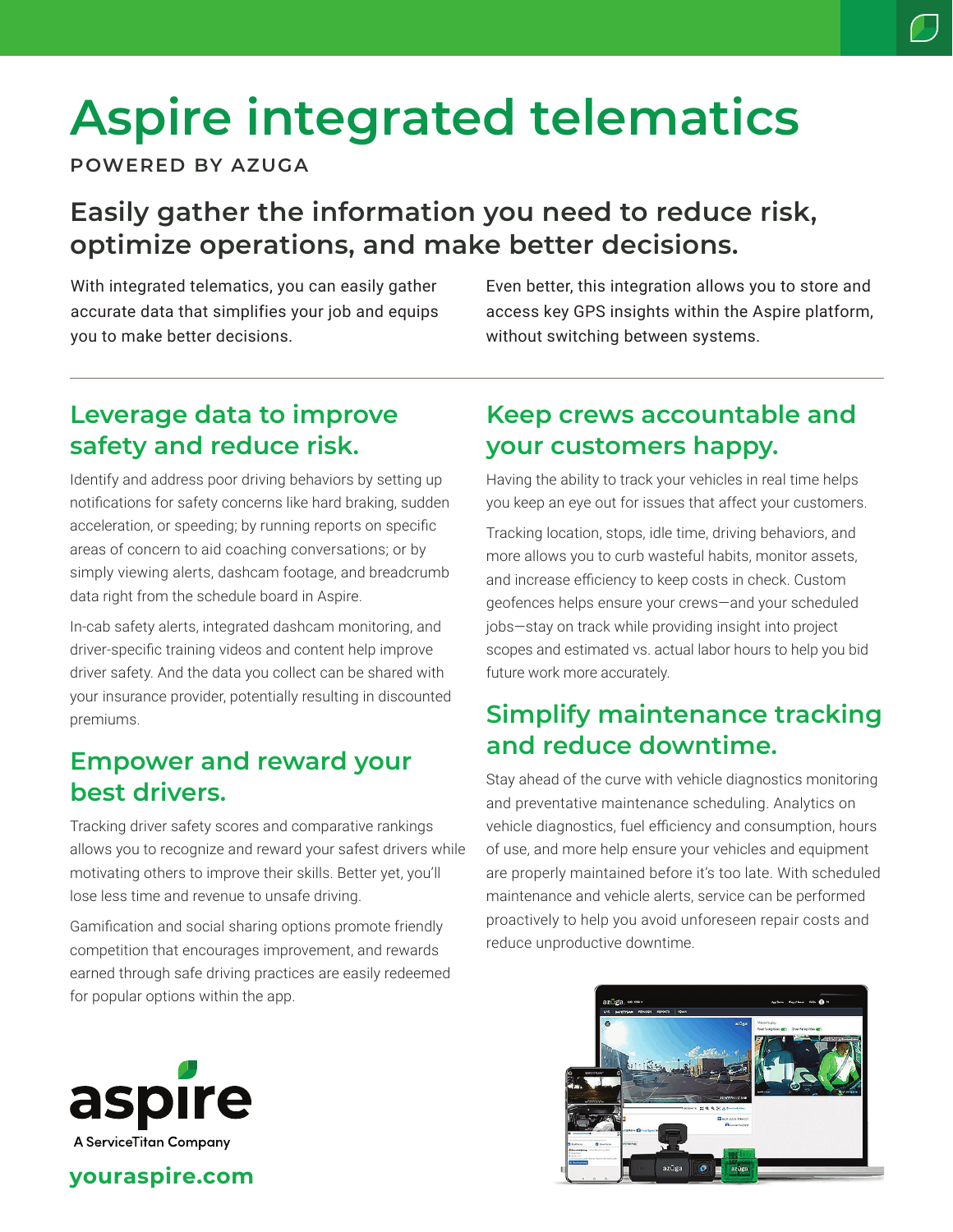# Aspire integrated telematics

**POWERED BY AZUGA**

## Easily gather the information you need to reduce risk, optimize operations, and make better decisions.

With integrated telematics, you can easily gather accurate data that simplifies your job and equips you to make better decisions.

Even better, this integration allows you to store and access key GPS insights within the Aspire platform, without switching between systems.

### Leverage data to improve safety and reduce risk.

Identify and address poor driving behaviors by setting up notifications for safety concerns like hard braking, sudden acceleration, or speeding; by running reports on specific areas of concern to aid coaching conversations; or by simply viewing alerts, dashcam footage, and breadcrumb data right from the schedule board in Aspire.

In-cab safety alerts, integrated dashcam monitoring, and driver-specific training videos and content help improve driver safety. And the data you collect can be shared with your insurance provider, potentially resulting in discounted premiums.

### Empower and reward your best drivers.

Tracking driver safety scores and comparative rankings allows you to recognize and reward your safest drivers while motivating others to improve their skills. Better yet, you'll lose less time and revenue to unsafe driving.

Gamification and social sharing options promote friendly competition that encourages improvement, and rewards earned through safe driving practices are easily redeemed for popular options within the app.

### Keep crews accountable and your customers happy.

Having the ability to track your vehicles in real time helps you keep an eye out for issues that affect your customers.

Tracking location, stops, idle time, driving behaviors, and more allows you to curb wasteful habits, monitor assets, and increase efficiency to keep costs in check. Custom geofences helps ensure your crews—and your scheduled jobs—stay on track while providing insight into project scopes and estimated vs. actual labor hours to help you bid future work more accurately.

### Simplify maintenance tracking and reduce downtime.

Stay ahead of the curve with vehicle diagnostics monitoring and preventative maintenance scheduling. Analytics on vehicle diagnostics, fuel efficiency and consumption, hours of use, and more help ensure your vehicles and equipment are properly maintained before it's too late. With scheduled maintenance and vehicle alerts, service can be performed proactively to help you avoid unforeseen repair costs and reduce unproductive downtime.

aspire
A ServiceTitan Company

**youraspire.com**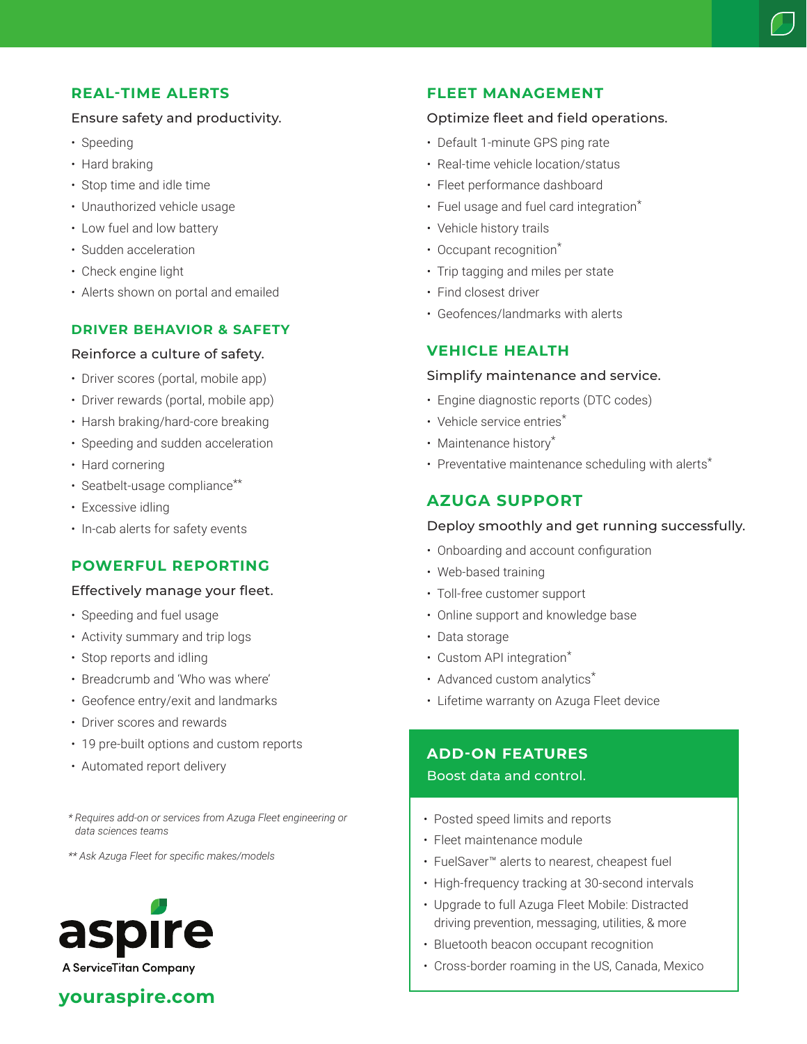## REAL-TIME ALERTS

Ensure safety and productivity.

- Speeding
- Hard braking
- Stop time and idle time
- Unauthorized vehicle usage
- Low fuel and low battery
- Sudden acceleration
- Check engine light
- Alerts shown on portal and emailed

## DRIVER BEHAVIOR & SAFETY

Reinforce a culture of safety.

- Driver scores (portal, mobile app)
- Driver rewards (portal, mobile app)
- Harsh braking/hard-core breaking
- Speeding and sudden acceleration
- Hard cornering
- Seatbelt-usage compliance**
- Excessive idling
- In-cab alerts for safety events

## POWERFUL REPORTING

Effectively manage your fleet.

- Speeding and fuel usage
- Activity summary and trip logs
- Stop reports and idling
- Breadcrumb and 'Who was where'
- Geofence entry/exit and landmarks
- Driver scores and rewards
- 19 pre-built options and custom reports
- Automated report delivery

*\* Requires add-on or services from Azuga Fleet engineering or data sciences teams*

*\*\* Ask Azuga Fleet for specific makes/models*

## FLEET MANAGEMENT

Optimize fleet and field operations.

- Default 1-minute GPS ping rate
- Real-time vehicle location/status
- Fleet performance dashboard
- Fuel usage and fuel card integration*
- Vehicle history trails
- Occupant recognition*
- Trip tagging and miles per state
- Find closest driver
- Geofences/landmarks with alerts

## VEHICLE HEALTH

Simplify maintenance and service.

- Engine diagnostic reports (DTC codes)
- Vehicle service entries*
- Maintenance history*
- Preventative maintenance scheduling with alerts*

## AZUGA SUPPORT

Deploy smoothly and get running successfully.

- Onboarding and account configuration
- Web-based training
- Toll-free customer support
- Online support and knowledge base
- Data storage
- Custom API integration*
- Advanced custom analytics*
- Lifetime warranty on Azuga Fleet device

## ADD-ON FEATURES

Boost data and control.

- Posted speed limits and reports
- Fleet maintenance module
- FuelSaver™ alerts to nearest, cheapest fuel
- High-frequency tracking at 30-second intervals
- Upgrade to full Azuga Fleet Mobile: Distracted driving prevention, messaging, utilities, & more
- Bluetooth beacon occupant recognition
- Cross-border roaming in the US, Canada, Mexico

aspire

A ServiceTitan Company

youraspire.com